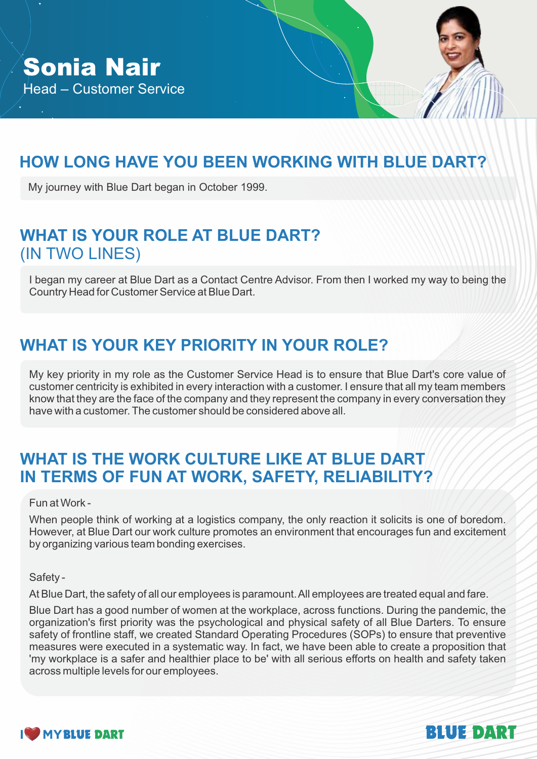# Sonia Nair

Head – Customer Service

## HOW LONG HAVE YOU BEEN WORKING WITH BLUE DART?

My journey with Blue Dart began in October 1999.

## WHAT IS YOUR ROLE AT BLUE DART? (IN TWO LINES)

I began my career at Blue Dart as a Contact Centre Advisor. From then I worked my way to being the Country Head for Customer Service at Blue Dart.

## WHAT IS YOUR KEY PRIORITY IN YOUR ROLE?

My key priority in my role as the Customer Service Head is to ensure that Blue Dart's core value of customer centricity is exhibited in every interaction with a customer. I ensure that all my team members know that they are the face of the company and they represent the company in every conversation they have with a customer. The customer should be considered above all.

## WHAT IS THE WORK CULTURE LIKE AT BLUE DART IN TERMS OF FUN AT WORK, SAFETY, RELIABILITY?

Fun at Work -

When people think of working at a logistics company, the only reaction it solicits is one of boredom. However, at Blue Dart our work culture promotes an environment that encourages fun and excitement by organizing various team bonding exercises.

Safety -

At Blue Dart, the safety of all our employees is paramount. All employees are treated equal and fare.

Blue Dart has a good number of women at the workplace, across functions. During the pandemic, the organization's first priority was the psychological and physical safety of all Blue Darters. To ensure safety of frontline staff, we created Standard Operating Procedures (SOPs) to ensure that preventive measures were executed in a systematic way. In fact, we have been able to create a proposition that 'my workplace is a safer and healthier place to be' with all serious efforts on health and safety taken across multiple levels for our employees.

I ❤ MY BLUE DART

BLUE DART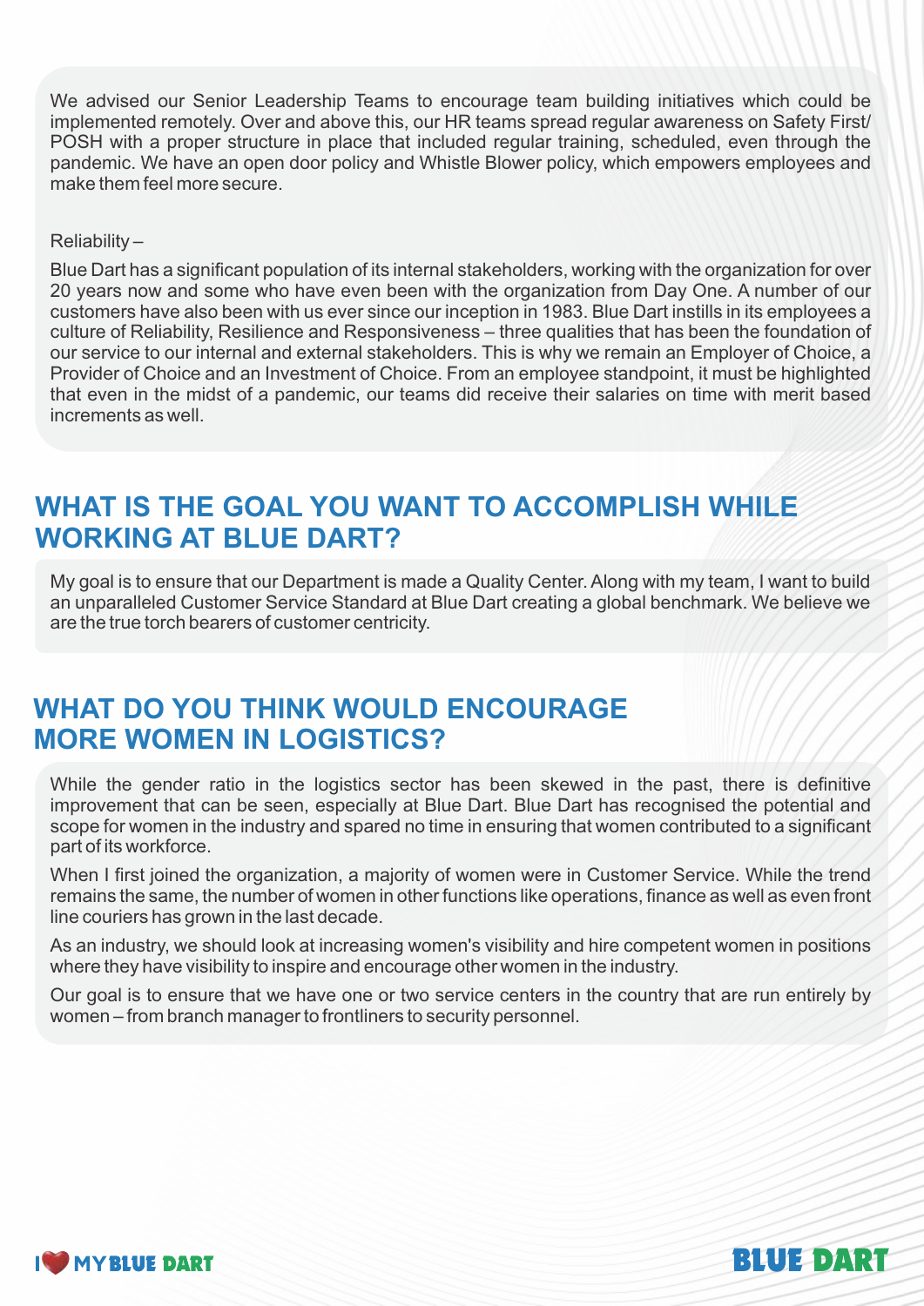We advised our Senior Leadership Teams to encourage team building initiatives which could be implemented remotely. Over and above this, our HR teams spread regular awareness on Safety First/ POSH with a proper structure in place that included regular training, scheduled, even through the pandemic. We have an open door policy and Whistle Blower policy, which empowers employees and make them feel more secure.

Reliability –

Blue Dart has a significant population of its internal stakeholders, working with the organization for over 20 years now and some who have even been with the organization from Day One. A number of our customers have also been with us ever since our inception in 1983. Blue Dart instills in its employees a culture of Reliability, Resilience and Responsiveness – three qualities that has been the foundation of our service to our internal and external stakeholders. This is why we remain an Employer of Choice, a Provider of Choice and an Investment of Choice. From an employee standpoint, it must be highlighted that even in the midst of a pandemic, our teams did receive their salaries on time with merit based increments as well.

## WHAT IS THE GOAL YOU WANT TO ACCOMPLISH WHILE WORKING AT BLUE DART?

My goal is to ensure that our Department is made a Quality Center. Along with my team, I want to build an unparalleled Customer Service Standard at Blue Dart creating a global benchmark. We believe we are the true torch bearers of customer centricity.

## WHAT DO YOU THINK WOULD ENCOURAGE MORE WOMEN IN LOGISTICS?

While the gender ratio in the logistics sector has been skewed in the past, there is definitive improvement that can be seen, especially at Blue Dart. Blue Dart has recognised the potential and scope for women in the industry and spared no time in ensuring that women contributed to a significant part of its workforce.

When I first joined the organization, a majority of women were in Customer Service. While the trend remains the same, the number of women in other functions like operations, finance as well as even front line couriers has grown in the last decade.

As an industry, we should look at increasing women's visibility and hire competent women in positions where they have visibility to inspire and encourage other women in the industry.

Our goal is to ensure that we have one or two service centers in the country that are run entirely by women – from branch manager to frontliners to security personnel.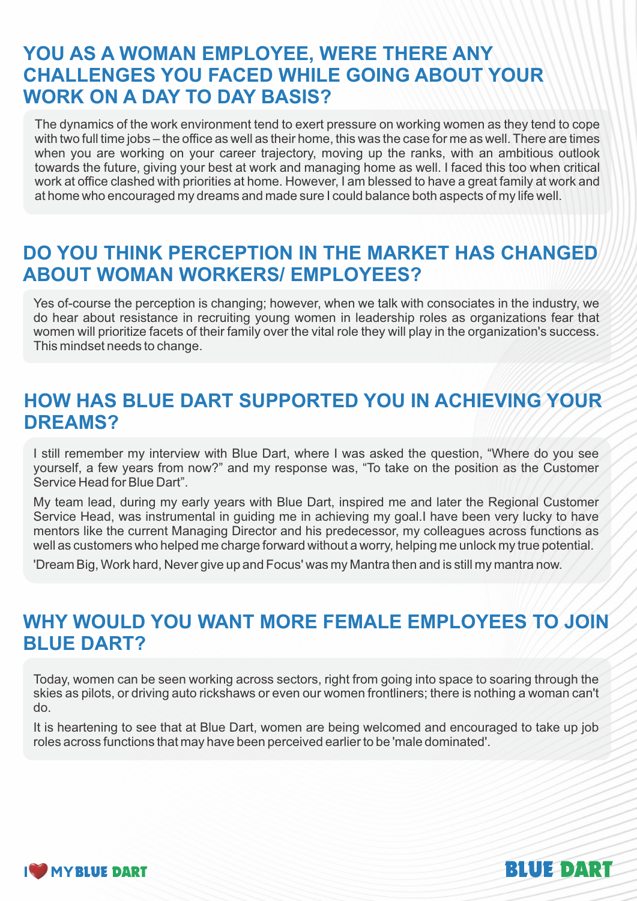## YOU AS A WOMAN EMPLOYEE, WERE THERE ANY CHALLENGES YOU FACED WHILE GOING ABOUT YOUR WORK ON A DAY TO DAY BASIS?

The dynamics of the work environment tend to exert pressure on working women as they tend to cope with two full time jobs – the office as well as their home, this was the case for me as well. There are times when you are working on your career trajectory, moving up the ranks, with an ambitious outlook towards the future, giving your best at work and managing home as well. I faced this too when critical work at office clashed with priorities at home. However, I am blessed to have a great family at work and at home who encouraged my dreams and made sure I could balance both aspects of my life well.

## DO YOU THINK PERCEPTION IN THE MARKET HAS CHANGED ABOUT WOMAN WORKERS/ EMPLOYEES?

Yes of-course the perception is changing; however, when we talk with consociates in the industry, we do hear about resistance in recruiting young women in leadership roles as organizations fear that women will prioritize facets of their family over the vital role they will play in the organization's success. This mindset needs to change.

## HOW HAS BLUE DART SUPPORTED YOU IN ACHIEVING YOUR DREAMS?

I still remember my interview with Blue Dart, where I was asked the question, "Where do you see yourself, a few years from now?" and my response was, "To take on the position as the Customer Service Head for Blue Dart".

My team lead, during my early years with Blue Dart, inspired me and later the Regional Customer Service Head, was instrumental in guiding me in achieving my goal.I have been very lucky to have mentors like the current Managing Director and his predecessor, my colleagues across functions as well as customers who helped me charge forward without a worry, helping me unlock my true potential.

'Dream Big, Work hard, Never give up and Focus' was my Mantra then and is still my mantra now.

## WHY WOULD YOU WANT MORE FEMALE EMPLOYEES TO JOIN BLUE DART?

Today, women can be seen working across sectors, right from going into space to soaring through the skies as pilots, or driving auto rickshaws or even our women frontliners; there is nothing a woman can't do.

It is heartening to see that at Blue Dart, women are being welcomed and encouraged to take up job roles across functions that may have been perceived earlier to be 'male dominated'.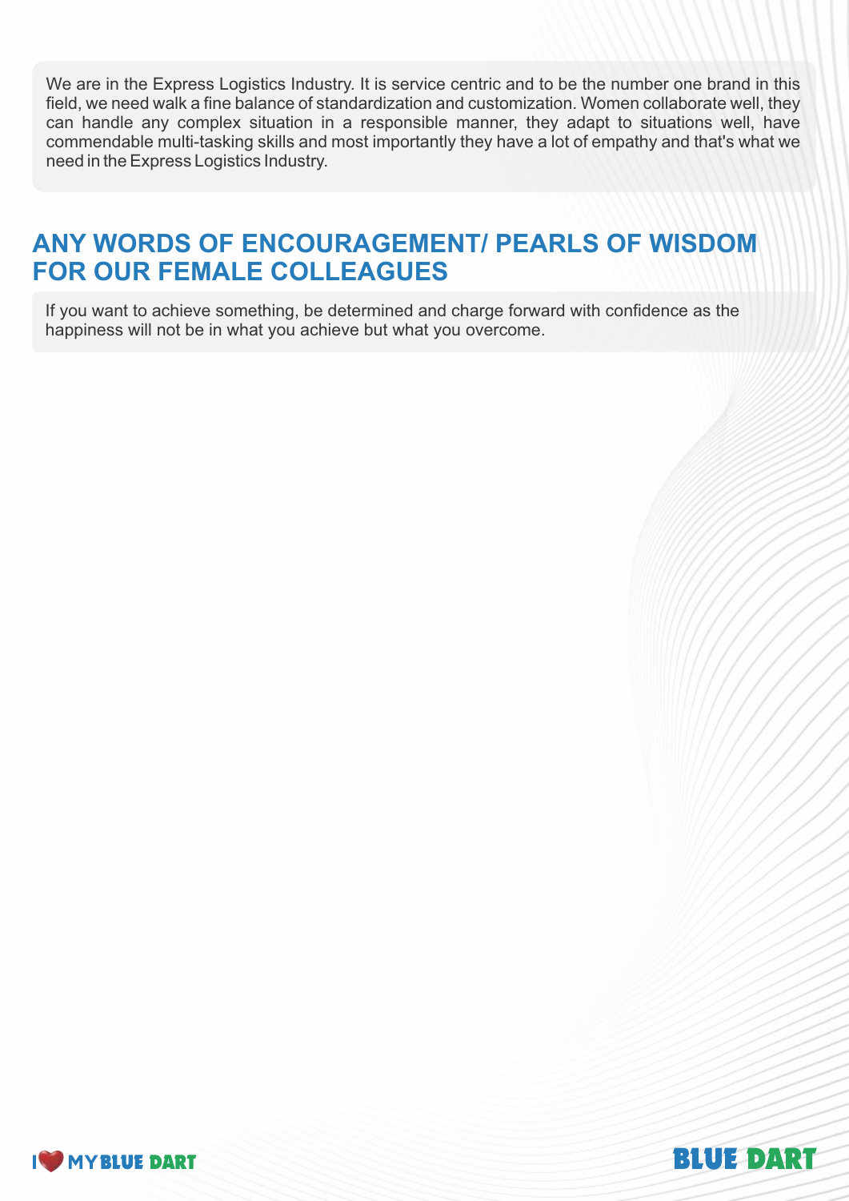We are in the Express Logistics Industry. It is service centric and to be the number one brand in this field, we need walk a fine balance of standardization and customization. Women collaborate well, they can handle any complex situation in a responsible manner, they adapt to situations well, have commendable multi-tasking skills and most importantly they have a lot of empathy and that's what we need in the Express Logistics Industry.

## ANY WORDS OF ENCOURAGEMENT/ PEARLS OF WISDOM FOR OUR FEMALE COLLEAGUES

If you want to achieve something, be determined and charge forward with confidence as the happiness will not be in what you achieve but what you overcome.